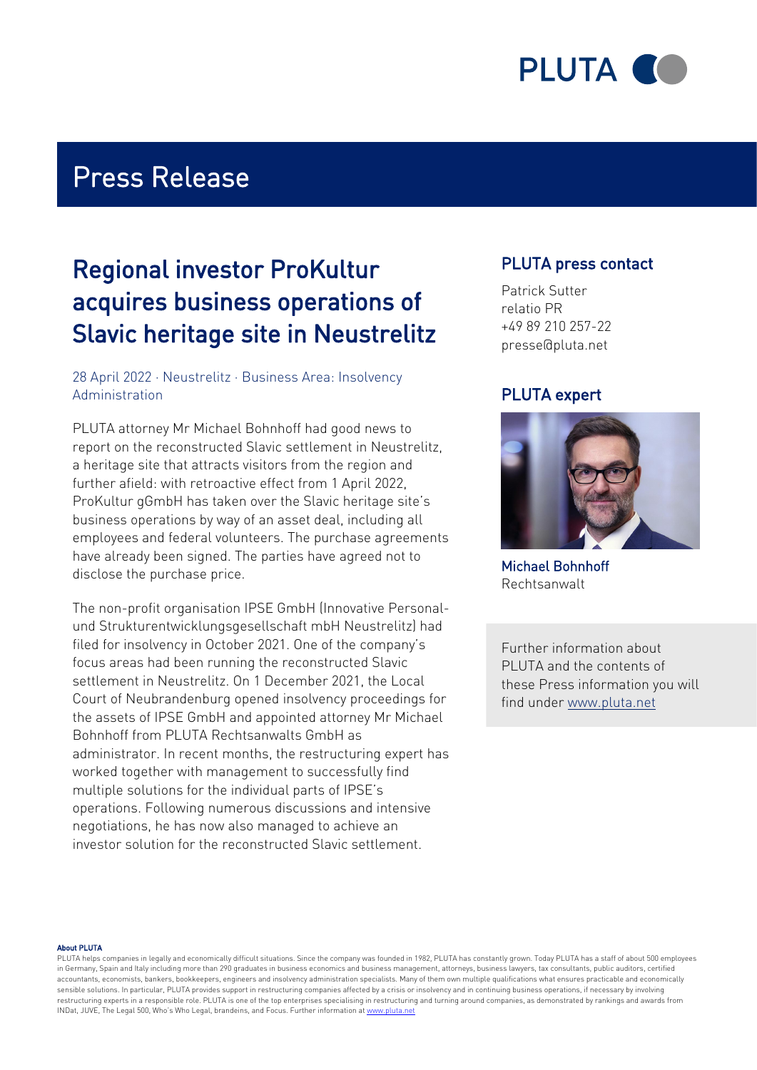# Press Release

## Regional investor ProKultur acquires business operations of Slavic heritage site in Neustrelitz

28 April 2022 · Neustrelitz · Business Area: Insolvency Administration

PLUTA attorney Mr Michael Bohnhoff had good news to report on the reconstructed Slavic settlement in Neustrelitz, a heritage site that attracts visitors from the region and further afield: with retroactive effect from 1 April 2022, ProKultur gGmbH has taken over the Slavic heritage site's business operations by way of an asset deal, including all employees and federal volunteers. The purchase agreements have already been signed. The parties have agreed not to disclose the purchase price.

The non-profit organisation IPSE GmbH (Innovative Personal- und Strukturentwicklungsgesellschaft mbH Neustrelitz) had filed for insolvency in October 2021. One of the company's focus areas had been running the reconstructed Slavic settlement in Neustrelitz. On 1 December 2021, the Local Court of Neubrandenburg opened insolvency proceedings for the assets of IPSE GmbH and appointed attorney Mr Michael Bohnhoff from PLUTA Rechtsanwalts GmbH as administrator. In recent months, the restructuring expert has worked together with management to successfully find multiple solutions for the individual parts of IPSE's operations. Following numerous discussions and intensive negotiations, he has now also managed to achieve an investor solution for the reconstructed Slavic settlement.

### PLUTA press contact

Patrick Sutter
relatio PR
+49 89 210 257-22
presse@pluta.net

### PLUTA expert

Michael Bohnhoff
Rechtsanwalt

Further information about PLUTA and the contents of these Press information you will find under www.pluta.net

**About PLUTA**
PLUTA helps companies in legally and economically difficult situations. Since the company was founded in 1982, PLUTA has constantly grown. Today PLUTA has a staff of about 500 employees in Germany, Spain and Italy including more than 290 graduates in business economics and business management, attorneys, business lawyers, tax consultants, public auditors, certified accountants, economists, bankers, bookkeepers, engineers and insolvency administration specialists. Many of them own multiple qualifications what ensures practicable and economically sensible solutions. In particular, PLUTA provides support in restructuring companies affected by a crisis or insolvency and in continuing business operations, if necessary by involving restructuring experts in a responsible role. PLUTA is one of the top enterprises specialising in restructuring and turning around companies, as demonstrated by rankings and awards from INDat, JUVE, The Legal 500, Who's Who Legal, brandeins, and Focus. Further information at www.pluta.net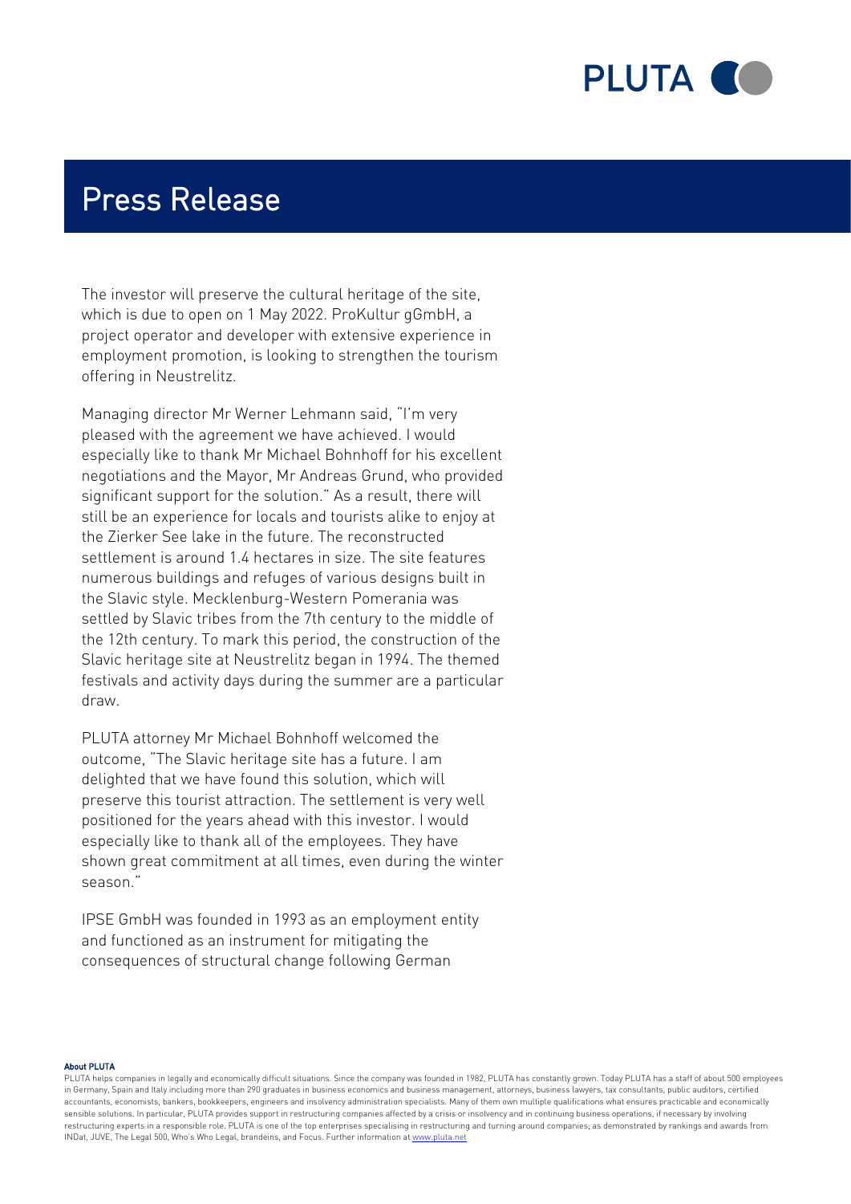# Press Release

The investor will preserve the cultural heritage of the site, which is due to open on 1 May 2022. ProKultur gGmbH, a project operator and developer with extensive experience in employment promotion, is looking to strengthen the tourism offering in Neustrelitz.

Managing director Mr Werner Lehmann said, "I'm very pleased with the agreement we have achieved. I would especially like to thank Mr Michael Bohnhoff for his excellent negotiations and the Mayor, Mr Andreas Grund, who provided significant support for the solution." As a result, there will still be an experience for locals and tourists alike to enjoy at the Zierker See lake in the future. The reconstructed settlement is around 1.4 hectares in size. The site features numerous buildings and refuges of various designs built in the Slavic style. Mecklenburg-Western Pomerania was settled by Slavic tribes from the 7th century to the middle of the 12th century. To mark this period, the construction of the Slavic heritage site at Neustrelitz began in 1994. The themed festivals and activity days during the summer are a particular draw.

PLUTA attorney Mr Michael Bohnhoff welcomed the outcome, "The Slavic heritage site has a future. I am delighted that we have found this solution, which will preserve this tourist attraction. The settlement is very well positioned for the years ahead with this investor. I would especially like to thank all of the employees. They have shown great commitment at all times, even during the winter season."

IPSE GmbH was founded in 1993 as an employment entity and functioned as an instrument for mitigating the consequences of structural change following German

**About PLUTA**

PLUTA helps companies in legally and economically difficult situations. Since the company was founded in 1982, PLUTA has constantly grown. Today PLUTA has a staff of about 500 employees in Germany, Spain and Italy including more than 290 graduates in business economics and business management, attorneys, business lawyers, tax consultants, public auditors, certified accountants, economists, bankers, bookkeepers, engineers and insolvency administration specialists. Many of them own multiple qualifications what ensures practicable and economically sensible solutions. In particular, PLUTA provides support in restructuring companies affected by a crisis or insolvency and in continuing business operations, if necessary by involving restructuring experts in a responsible role. PLUTA is one of the top enterprises specialising in restructuring and turning around companies, as demonstrated by rankings and awards from INDat, JUVE, The Legal 500, Who's Who Legal, brandeins, and Focus. Further information at www.pluta.net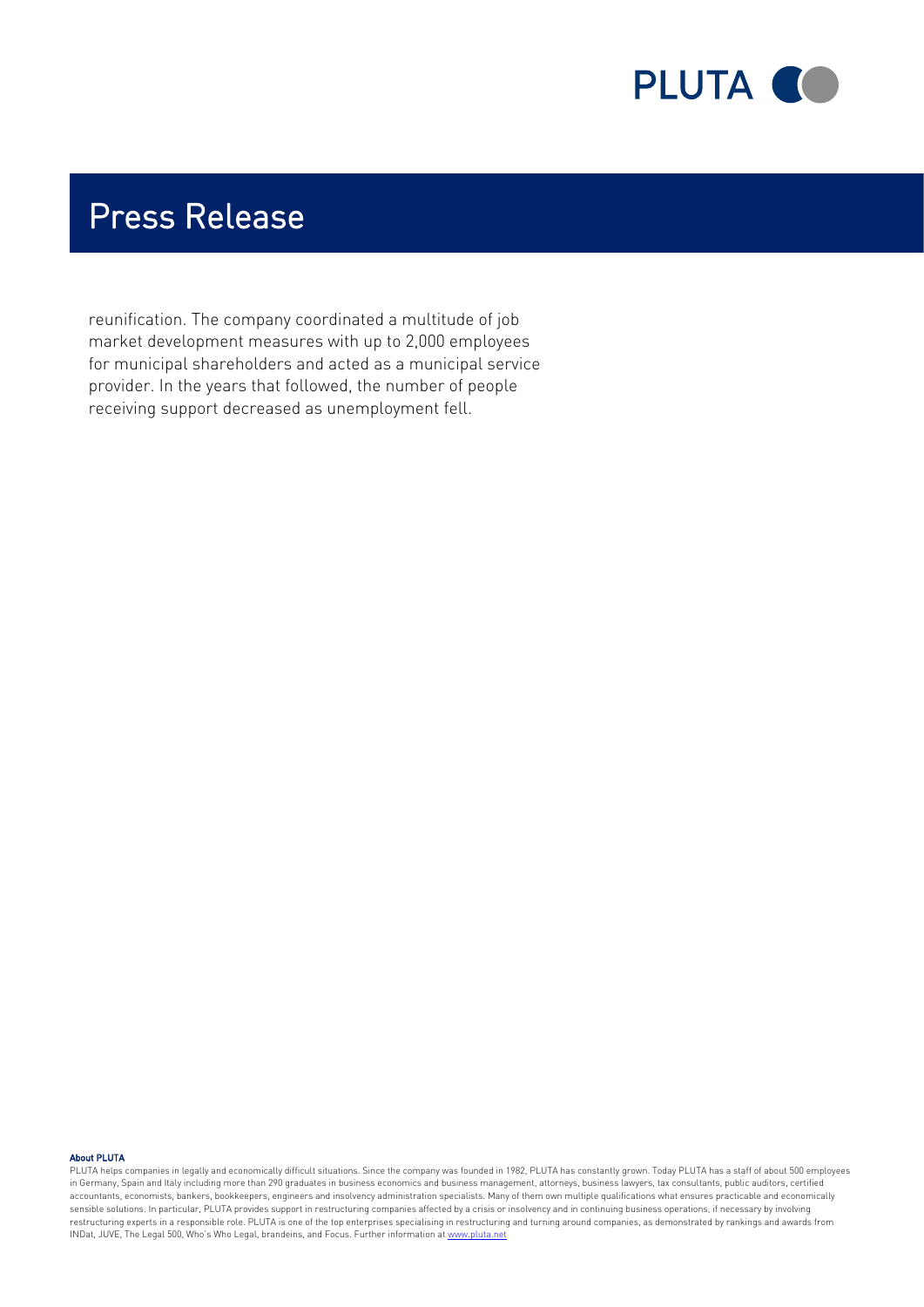reunification. The company coordinated a multitude of job market development measures with up to 2,000 employees for municipal shareholders and acted as a municipal service provider. In the years that followed, the number of people receiving support decreased as unemployment fell.

**About PLUTA**

PLUTA helps companies in legally and economically difficult situations. Since the company was founded in 1982, PLUTA has constantly grown. Today PLUTA has a staff of about 500 employees in Germany, Spain and Italy including more than 290 graduates in business economics and business management, attorneys, business lawyers, tax consultants, public auditors, certified accountants, economists, bankers, bookkeepers, engineers and insolvency administration specialists. Many of them own multiple qualifications what ensures practicable and economically sensible solutions. In particular, PLUTA provides support in restructuring companies affected by a crisis or insolvency and in continuing business operations, if necessary by involving restructuring experts in a responsible role. PLUTA is one of the top enterprises specialising in restructuring and turning around companies, as demonstrated by rankings and awards from INDat, JUVE, The Legal 500, Who's Who Legal, brandeins, and Focus. Further information at www.pluta.net